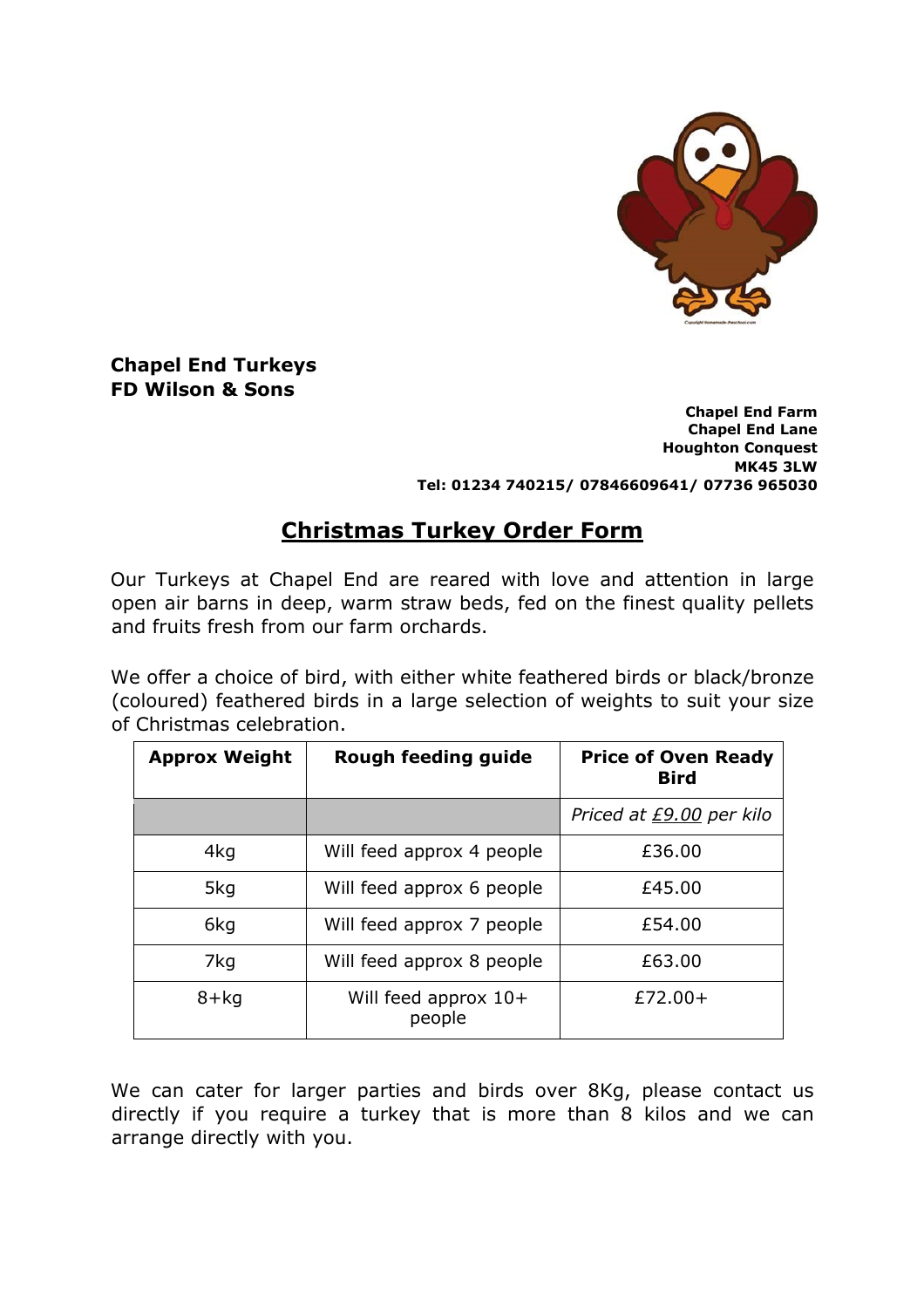**Chapel End Turkeys**
**FD Wilson & Sons**

**Chapel End Farm**
**Chapel End Lane**
**Houghton Conquest**
**MK45 3LW**
**Tel: 01234 740215/ 07846609641/ 07736 965030**

# Christmas Turkey Order Form

Our Turkeys at Chapel End are reared with love and attention in large open air barns in deep, warm straw beds, fed on the finest quality pellets and fruits fresh from our farm orchards.

We offer a choice of bird, with either white feathered birds or black/bronze (coloured) feathered birds in a large selection of weights to suit your size of Christmas celebration.

| Approx Weight | Rough feeding guide | Price of Oven Ready Bird |
|---|---|---|
| | | *Priced at £9.00 per kilo* |
| 4kg | Will feed approx 4 people | £36.00 |
| 5kg | Will feed approx 6 people | £45.00 |
| 6kg | Will feed approx 7 people | £54.00 |
| 7kg | Will feed approx 8 people | £63.00 |
| 8+kg | Will feed approx 10+ people | £72.00+ |

We can cater for larger parties and birds over 8Kg, please contact us directly if you require a turkey that is more than 8 kilos and we can arrange directly with you.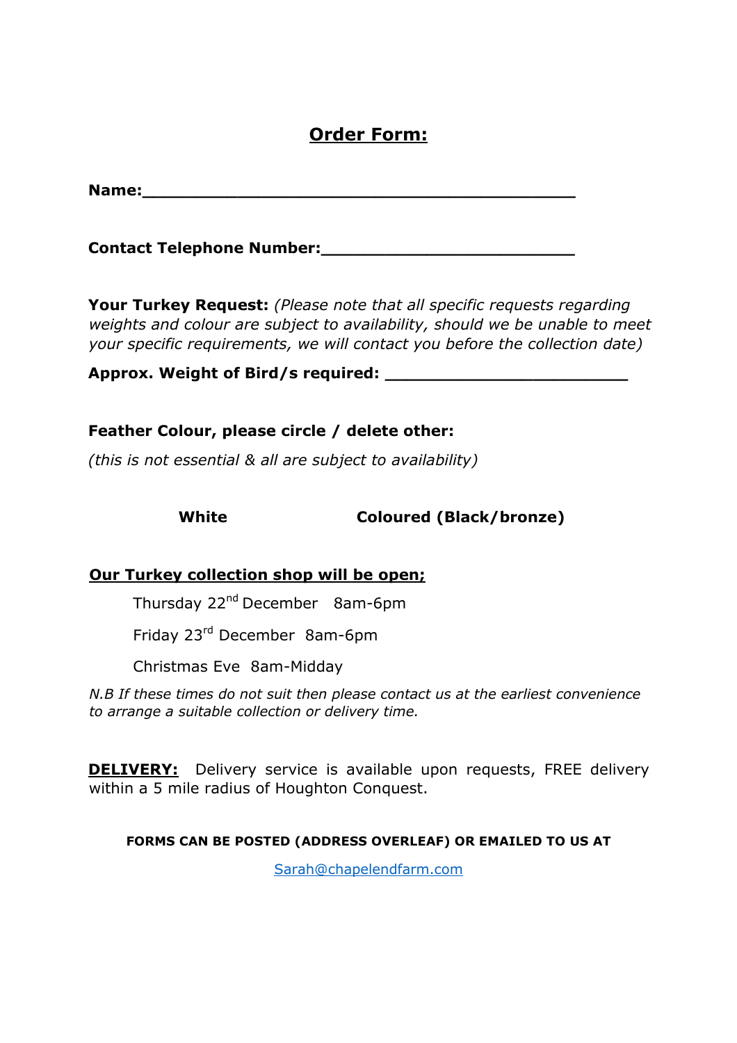# Order Form:

**Name:**\_\_\_\_\_\_\_\_\_\_\_\_\_\_\_\_\_\_\_\_\_\_\_\_\_\_\_\_\_\_\_\_\_\_\_\_\_\_\_\_\_\_\_\_

**Contact Telephone Number:**\_\_\_\_\_\_\_\_\_\_\_\_\_\_\_\_\_\_\_\_\_\_\_\_\_\_

**Your Turkey Request:** *(Please note that all specific requests regarding weights and colour are subject to availability, should we be unable to meet your specific requirements, we will contact you before the collection date)*

**Approx. Weight of Bird/s required:** \_\_\_\_\_\_\_\_\_\_\_\_\_\_\_\_\_\_\_\_\_\_\_\_\_

**Feather Colour, please circle / delete other:**

*(this is not essential & all are subject to availability)*

**White** **Coloured (Black/bronze)**

**Our Turkey collection shop will be open;**

Thursday 22nd December 8am-6pm

Friday 23rd December 8am-6pm

Christmas Eve 8am-Midday

*N.B If these times do not suit then please contact us at the earliest convenience to arrange a suitable collection or delivery time.*

**DELIVERY:** Delivery service is available upon requests, FREE delivery within a 5 mile radius of Houghton Conquest.

**FORMS CAN BE POSTED (ADDRESS OVERLEAF) OR EMAILED TO US AT**

Sarah@chapelendfarm.com